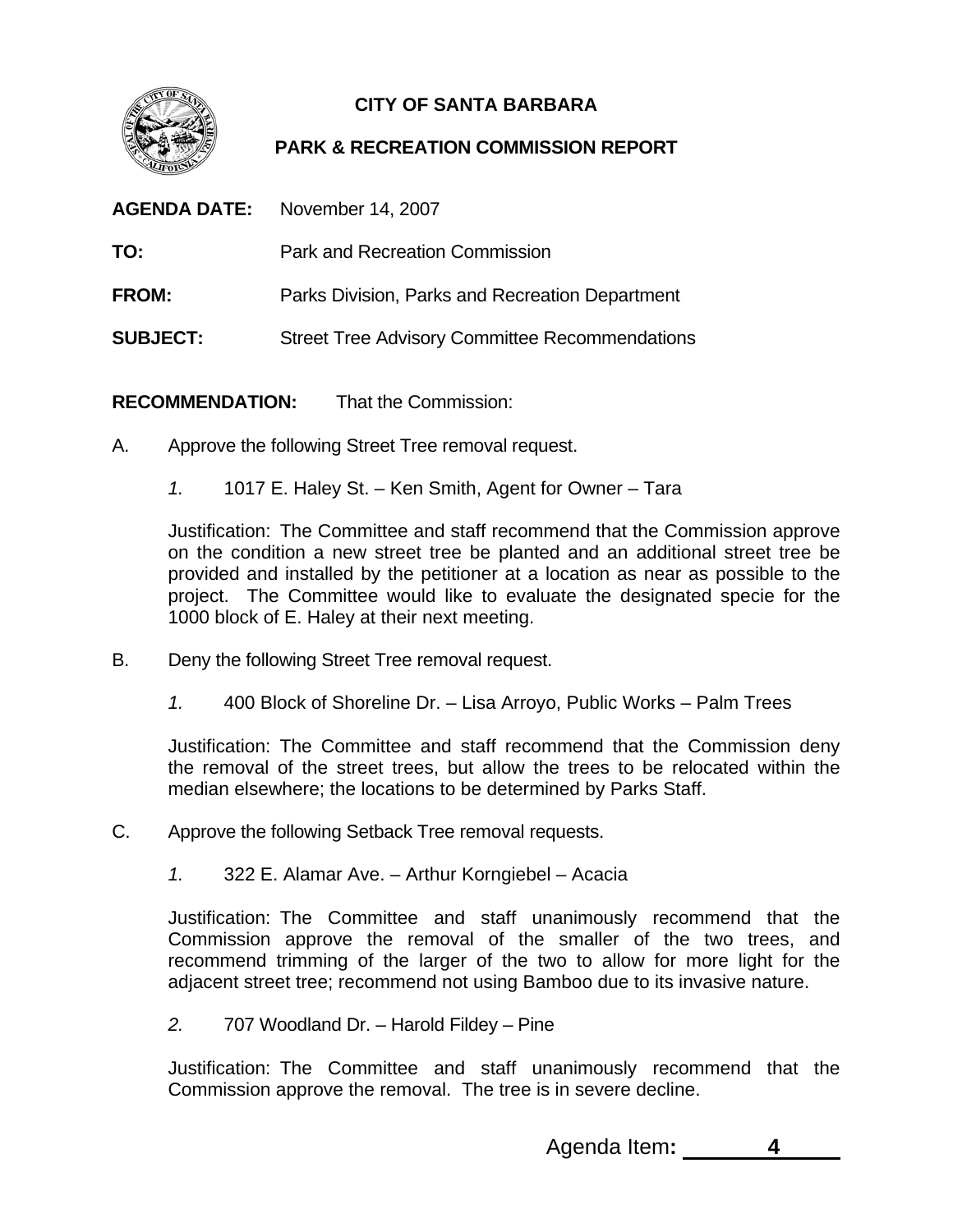# CITY OF SANTA BARBARA

## PARK & RECREATION COMMISSION REPORT

**AGENDA DATE:** November 14, 2007

**TO:** Park and Recreation Commission

**FROM:** Parks Division, Parks and Recreation Department

**SUBJECT:** Street Tree Advisory Committee Recommendations

**RECOMMENDATION:** That the Commission:

A. Approve the following Street Tree removal request.

*1.* 1017 E. Haley St. – Ken Smith, Agent for Owner – Tara

Justification: The Committee and staff recommend that the Commission approve on the condition a new street tree be planted and an additional street tree be provided and installed by the petitioner at a location as near as possible to the project. The Committee would like to evaluate the designated specie for the 1000 block of E. Haley at their next meeting.

B. Deny the following Street Tree removal request.

*1.* 400 Block of Shoreline Dr. – Lisa Arroyo, Public Works – Palm Trees

Justification: The Committee and staff recommend that the Commission deny the removal of the street trees, but allow the trees to be relocated within the median elsewhere; the locations to be determined by Parks Staff.

C. Approve the following Setback Tree removal requests.

*1.* 322 E. Alamar Ave. – Arthur Korngiebel – Acacia

Justification: The Committee and staff unanimously recommend that the Commission approve the removal of the smaller of the two trees, and recommend trimming of the larger of the two to allow for more light for the adjacent street tree; recommend not using Bamboo due to its invasive nature.

*2.* 707 Woodland Dr. – Harold Fildey – Pine

Justification: The Committee and staff unanimously recommend that the Commission approve the removal. The tree is in severe decline.

Agenda Item**:** 4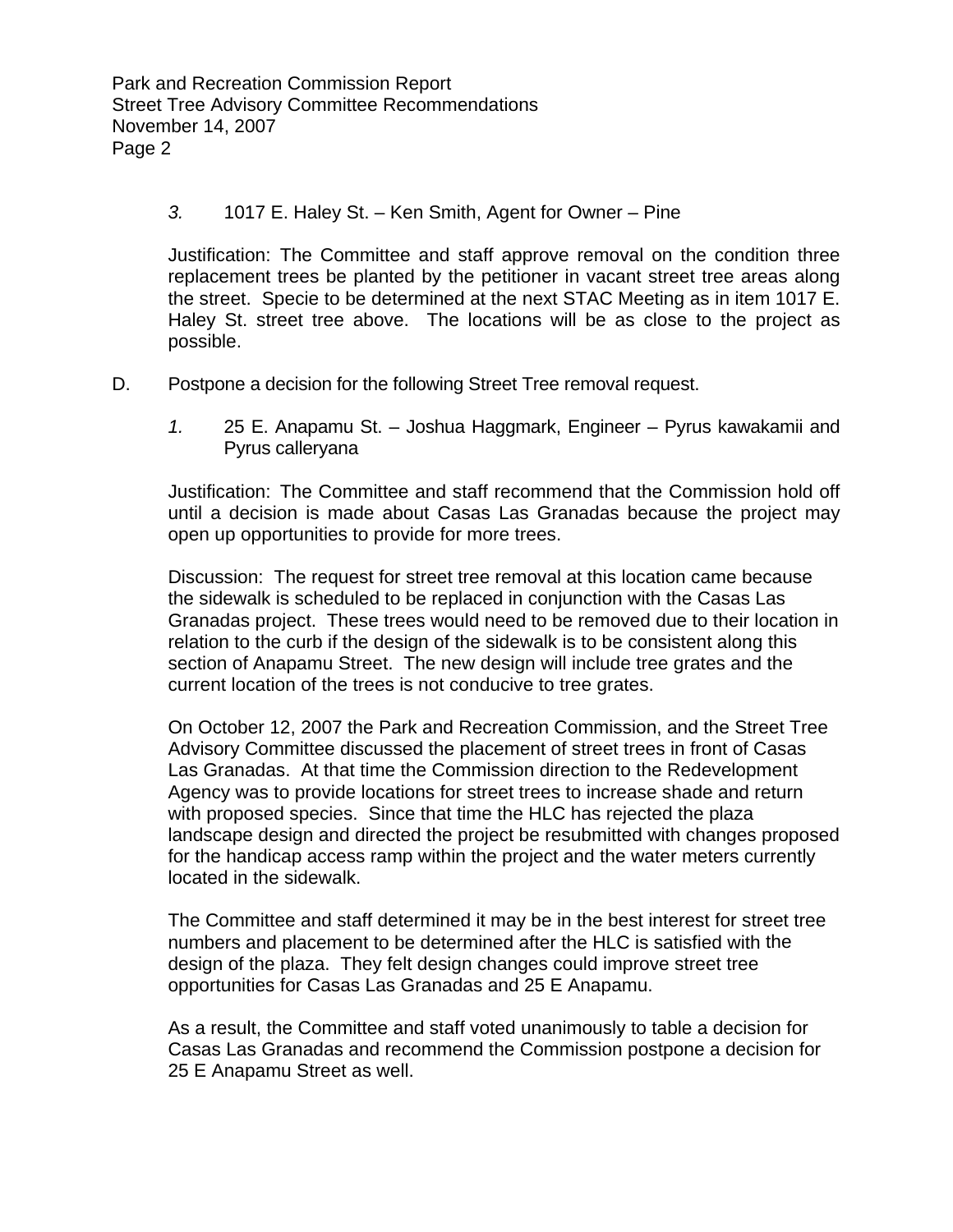*3.* 1017 E. Haley St. – Ken Smith, Agent for Owner – Pine

Justification: The Committee and staff approve removal on the condition three replacement trees be planted by the petitioner in vacant street tree areas along the street. Specie to be determined at the next STAC Meeting as in item 1017 E. Haley St. street tree above. The locations will be as close to the project as possible.

D. Postpone a decision for the following Street Tree removal request.

*1.* 25 E. Anapamu St. – Joshua Haggmark, Engineer – Pyrus kawakamii and Pyrus calleryana

Justification: The Committee and staff recommend that the Commission hold off until a decision is made about Casas Las Granadas because the project may open up opportunities to provide for more trees.

Discussion: The request for street tree removal at this location came because the sidewalk is scheduled to be replaced in conjunction with the Casas Las Granadas project. These trees would need to be removed due to their location in relation to the curb if the design of the sidewalk is to be consistent along this section of Anapamu Street. The new design will include tree grates and the current location of the trees is not conducive to tree grates.

On October 12, 2007 the Park and Recreation Commission, and the Street Tree Advisory Committee discussed the placement of street trees in front of Casas Las Granadas. At that time the Commission direction to the Redevelopment Agency was to provide locations for street trees to increase shade and return with proposed species. Since that time the HLC has rejected the plaza landscape design and directed the project be resubmitted with changes proposed for the handicap access ramp within the project and the water meters currently located in the sidewalk.

The Committee and staff determined it may be in the best interest for street tree numbers and placement to be determined after the HLC is satisfied with the design of the plaza. They felt design changes could improve street tree opportunities for Casas Las Granadas and 25 E Anapamu.

As a result, the Committee and staff voted unanimously to table a decision for Casas Las Granadas and recommend the Commission postpone a decision for 25 E Anapamu Street as well.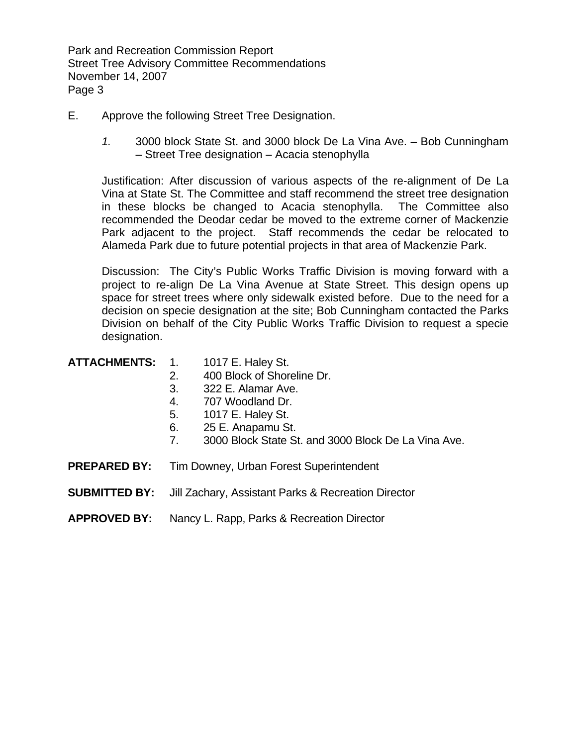E. Approve the following Street Tree Designation.

   *1.* 3000 block State St. and 3000 block De La Vina Ave. – Bob Cunningham – Street Tree designation – Acacia stenophylla

   Justification: After discussion of various aspects of the re-alignment of De La Vina at State St. The Committee and staff recommend the street tree designation in these blocks be changed to Acacia stenophylla. The Committee also recommended the Deodar cedar be moved to the extreme corner of Mackenzie Park adjacent to the project. Staff recommends the cedar be relocated to Alameda Park due to future potential projects in that area of Mackenzie Park.

   Discussion: The City's Public Works Traffic Division is moving forward with a project to re-align De La Vina Avenue at State Street. This design opens up space for street trees where only sidewalk existed before. Due to the need for a decision on specie designation at the site; Bob Cunningham contacted the Parks Division on behalf of the City Public Works Traffic Division to request a specie designation.

**ATTACHMENTS:**
1. 1017 E. Haley St.
2. 400 Block of Shoreline Dr.
3. 322 E. Alamar Ave.
4. 707 Woodland Dr.
5. 1017 E. Haley St.
6. 25 E. Anapamu St.
7. 3000 Block State St. and 3000 Block De La Vina Ave.

**PREPARED BY:** Tim Downey, Urban Forest Superintendent

**SUBMITTED BY:** Jill Zachary, Assistant Parks & Recreation Director

**APPROVED BY:** Nancy L. Rapp, Parks & Recreation Director